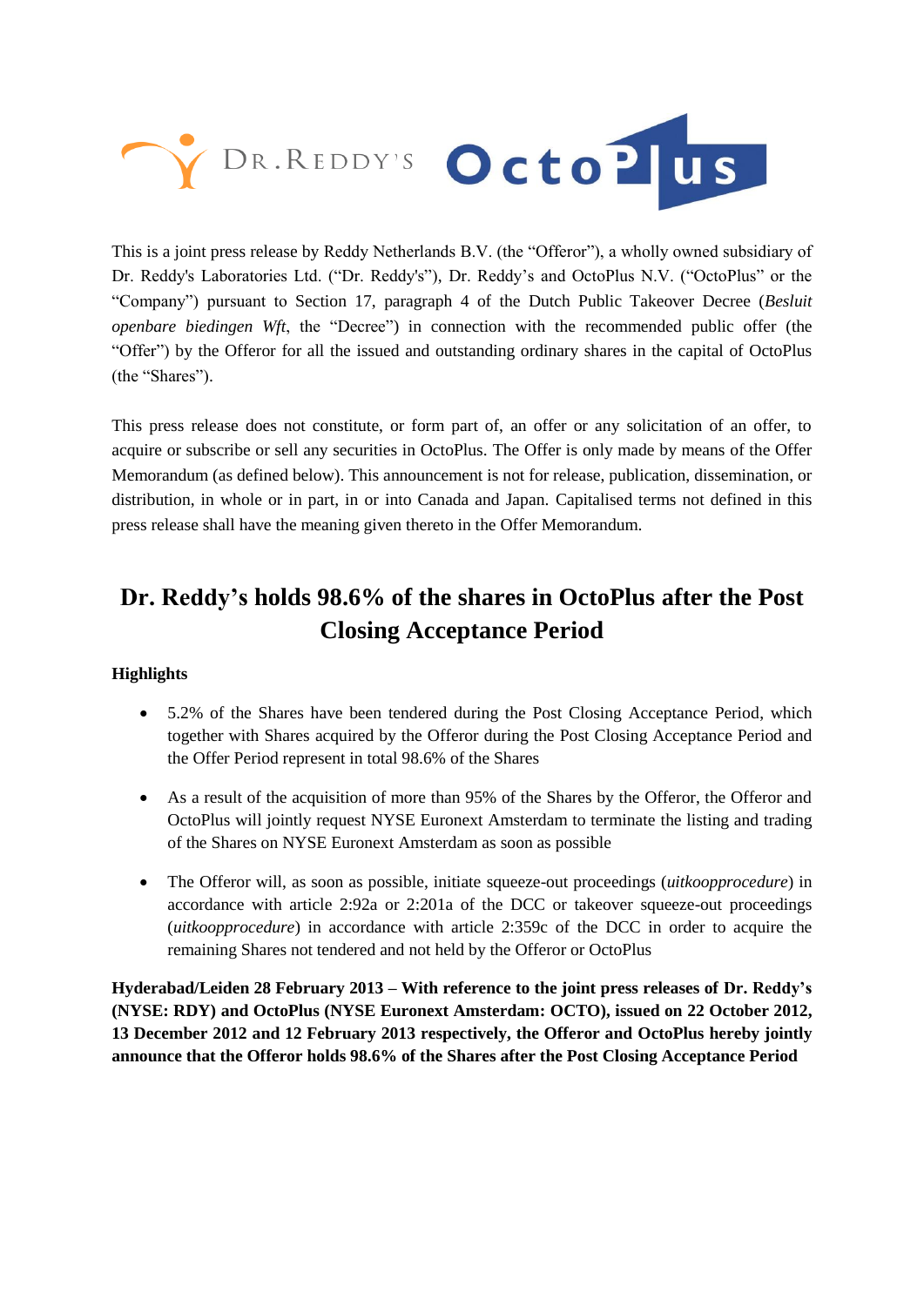This is a joint press release by Reddy Netherlands B.V. (the "Offeror"), a wholly owned subsidiary of Dr. Reddy's Laboratories Ltd. ("Dr. Reddy's"), Dr. Reddy's and OctoPlus N.V. ("OctoPlus" or the "Company") pursuant to Section 17, paragraph 4 of the Dutch Public Takeover Decree (*Besluit openbare biedingen Wft*, the "Decree") in connection with the recommended public offer (the "Offer") by the Offeror for all the issued and outstanding ordinary shares in the capital of OctoPlus (the "Shares").

This press release does not constitute, or form part of, an offer or any solicitation of an offer, to acquire or subscribe or sell any securities in OctoPlus. The Offer is only made by means of the Offer Memorandum (as defined below). This announcement is not for release, publication, dissemination, or distribution, in whole or in part, in or into Canada and Japan. Capitalised terms not defined in this press release shall have the meaning given thereto in the Offer Memorandum.

# Dr. Reddy's holds 98.6% of the shares in OctoPlus after the Post Closing Acceptance Period

**Highlights**

- 5.2% of the Shares have been tendered during the Post Closing Acceptance Period, which together with Shares acquired by the Offeror during the Post Closing Acceptance Period and the Offer Period represent in total 98.6% of the Shares
- As a result of the acquisition of more than 95% of the Shares by the Offeror, the Offeror and OctoPlus will jointly request NYSE Euronext Amsterdam to terminate the listing and trading of the Shares on NYSE Euronext Amsterdam as soon as possible
- The Offeror will, as soon as possible, initiate squeeze-out proceedings (*uitkoopprocedure*) in accordance with article 2:92a or 2:201a of the DCC or takeover squeeze-out proceedings (*uitkoopprocedure*) in accordance with article 2:359c of the DCC in order to acquire the remaining Shares not tendered and not held by the Offeror or OctoPlus

**Hyderabad/Leiden 28 February 2013 – With reference to the joint press releases of Dr. Reddy's (NYSE: RDY) and OctoPlus (NYSE Euronext Amsterdam: OCTO), issued on 22 October 2012, 13 December 2012 and 12 February 2013 respectively, the Offeror and OctoPlus hereby jointly announce that the Offeror holds 98.6% of the Shares after the Post Closing Acceptance Period**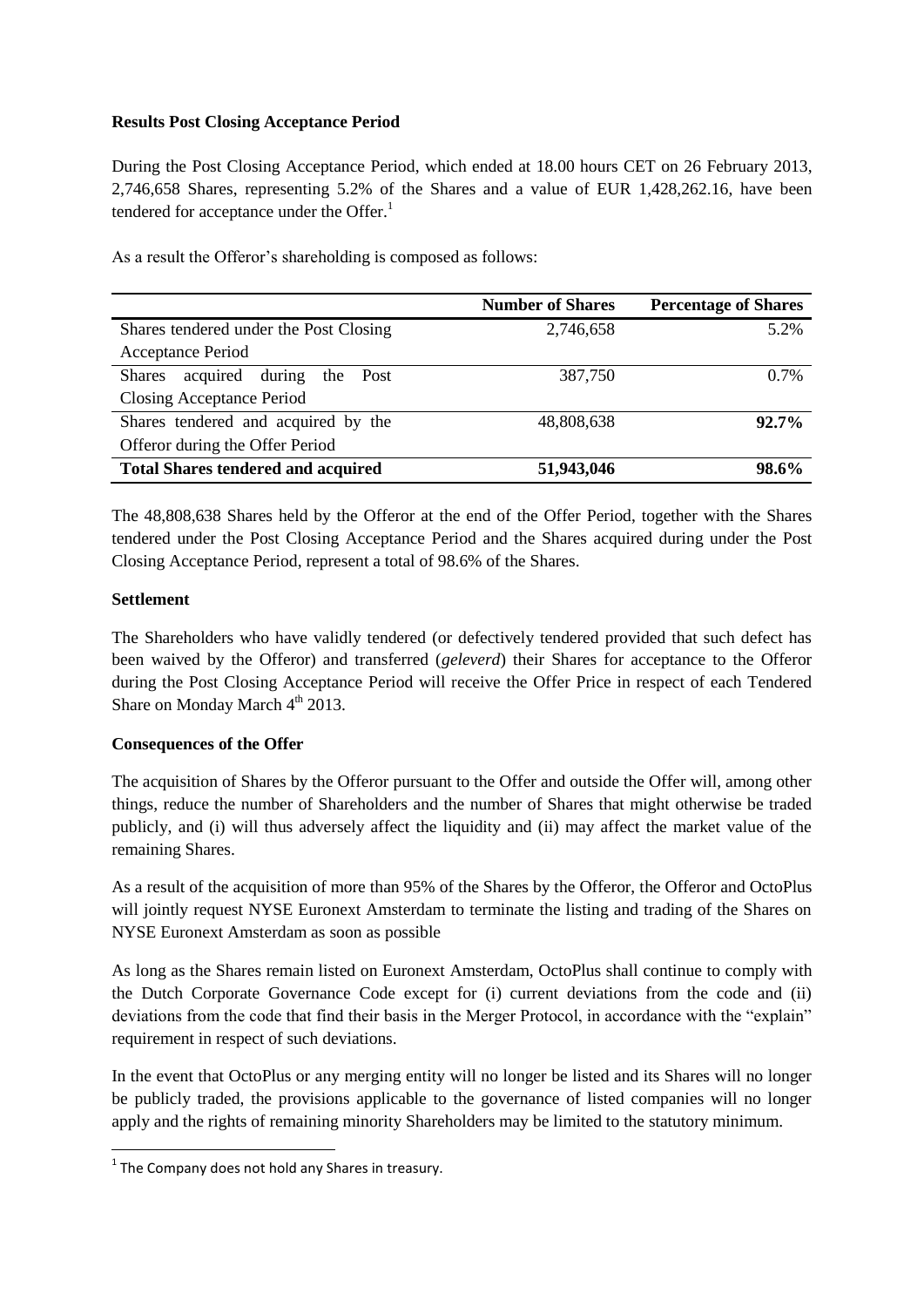**Results Post Closing Acceptance Period**

During the Post Closing Acceptance Period, which ended at 18.00 hours CET on 26 February 2013, 2,746,658 Shares, representing 5.2% of the Shares and a value of EUR 1,428,262.16, have been tendered for acceptance under the Offer.[1]

As a result the Offeror's shareholding is composed as follows:

| | Number of Shares | Percentage of Shares |
|---|---|---|
| Shares tendered under the Post Closing Acceptance Period | 2,746,658 | 5.2% |
| Shares acquired during the Post Closing Acceptance Period | 387,750 | 0.7% |
| Shares tendered and acquired by the Offeror during the Offer Period | 48,808,638 | **92.7%** |
| **Total Shares tendered and acquired** | **51,943,046** | **98.6%** |

The 48,808,638 Shares held by the Offeror at the end of the Offer Period, together with the Shares tendered under the Post Closing Acceptance Period and the Shares acquired during under the Post Closing Acceptance Period, represent a total of 98.6% of the Shares.

**Settlement**

The Shareholders who have validly tendered (or defectively tendered provided that such defect has been waived by the Offeror) and transferred (*geleverd*) their Shares for acceptance to the Offeror during the Post Closing Acceptance Period will receive the Offer Price in respect of each Tendered Share on Monday March 4th 2013.

**Consequences of the Offer**

The acquisition of Shares by the Offeror pursuant to the Offer and outside the Offer will, among other things, reduce the number of Shareholders and the number of Shares that might otherwise be traded publicly, and (i) will thus adversely affect the liquidity and (ii) may affect the market value of the remaining Shares.

As a result of the acquisition of more than 95% of the Shares by the Offeror, the Offeror and OctoPlus will jointly request NYSE Euronext Amsterdam to terminate the listing and trading of the Shares on NYSE Euronext Amsterdam as soon as possible

As long as the Shares remain listed on Euronext Amsterdam, OctoPlus shall continue to comply with the Dutch Corporate Governance Code except for (i) current deviations from the code and (ii) deviations from the code that find their basis in the Merger Protocol, in accordance with the "explain" requirement in respect of such deviations.

In the event that OctoPlus or any merging entity will no longer be listed and its Shares will no longer be publicly traded, the provisions applicable to the governance of listed companies will no longer apply and the rights of remaining minority Shareholders may be limited to the statutory minimum.

[1] The Company does not hold any Shares in treasury.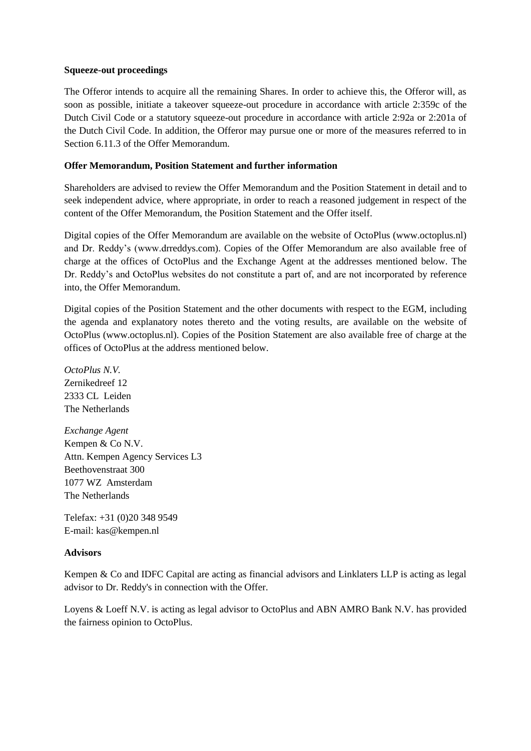**Squeeze-out proceedings**

The Offeror intends to acquire all the remaining Shares. In order to achieve this, the Offeror will, as soon as possible, initiate a takeover squeeze-out procedure in accordance with article 2:359c of the Dutch Civil Code or a statutory squeeze-out procedure in accordance with article 2:92a or 2:201a of the Dutch Civil Code. In addition, the Offeror may pursue one or more of the measures referred to in Section 6.11.3 of the Offer Memorandum.

**Offer Memorandum, Position Statement and further information**

Shareholders are advised to review the Offer Memorandum and the Position Statement in detail and to seek independent advice, where appropriate, in order to reach a reasoned judgement in respect of the content of the Offer Memorandum, the Position Statement and the Offer itself.

Digital copies of the Offer Memorandum are available on the website of OctoPlus (www.octoplus.nl) and Dr. Reddy's (www.drreddys.com). Copies of the Offer Memorandum are also available free of charge at the offices of OctoPlus and the Exchange Agent at the addresses mentioned below. The Dr. Reddy's and OctoPlus websites do not constitute a part of, and are not incorporated by reference into, the Offer Memorandum.

Digital copies of the Position Statement and the other documents with respect to the EGM, including the agenda and explanatory notes thereto and the voting results, are available on the website of OctoPlus (www.octoplus.nl). Copies of the Position Statement are also available free of charge at the offices of OctoPlus at the address mentioned below.

*OctoPlus N.V.*
Zernikedreef 12
2333 CL Leiden
The Netherlands

*Exchange Agent*
Kempen & Co N.V.
Attn. Kempen Agency Services L3
Beethovenstraat 300
1077 WZ Amsterdam
The Netherlands

Telefax: +31 (0)20 348 9549
E-mail: kas@kempen.nl

**Advisors**

Kempen & Co and IDFC Capital are acting as financial advisors and Linklaters LLP is acting as legal advisor to Dr. Reddy's in connection with the Offer.

Loyens & Loeff N.V. is acting as legal advisor to OctoPlus and ABN AMRO Bank N.V. has provided the fairness opinion to OctoPlus.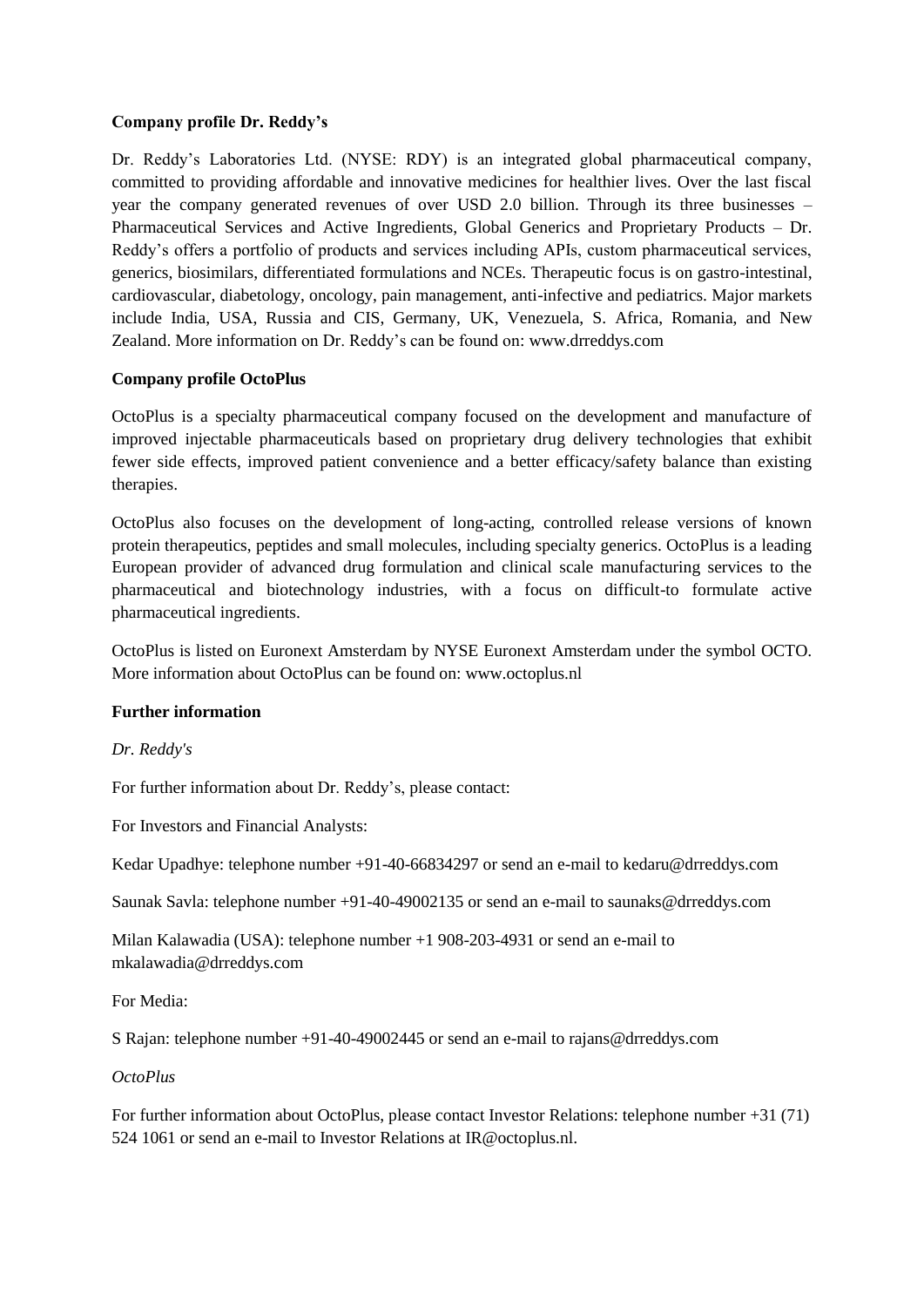**Company profile Dr. Reddy's**

Dr. Reddy's Laboratories Ltd. (NYSE: RDY) is an integrated global pharmaceutical company, committed to providing affordable and innovative medicines for healthier lives. Over the last fiscal year the company generated revenues of over USD 2.0 billion. Through its three businesses – Pharmaceutical Services and Active Ingredients, Global Generics and Proprietary Products – Dr. Reddy's offers a portfolio of products and services including APIs, custom pharmaceutical services, generics, biosimilars, differentiated formulations and NCEs. Therapeutic focus is on gastro-intestinal, cardiovascular, diabetology, oncology, pain management, anti-infective and pediatrics. Major markets include India, USA, Russia and CIS, Germany, UK, Venezuela, S. Africa, Romania, and New Zealand. More information on Dr. Reddy's can be found on: www.drreddys.com

**Company profile OctoPlus**

OctoPlus is a specialty pharmaceutical company focused on the development and manufacture of improved injectable pharmaceuticals based on proprietary drug delivery technologies that exhibit fewer side effects, improved patient convenience and a better efficacy/safety balance than existing therapies.

OctoPlus also focuses on the development of long-acting, controlled release versions of known protein therapeutics, peptides and small molecules, including specialty generics. OctoPlus is a leading European provider of advanced drug formulation and clinical scale manufacturing services to the pharmaceutical and biotechnology industries, with a focus on difficult-to formulate active pharmaceutical ingredients.

OctoPlus is listed on Euronext Amsterdam by NYSE Euronext Amsterdam under the symbol OCTO. More information about OctoPlus can be found on: www.octoplus.nl

**Further information**

*Dr. Reddy's*

For further information about Dr. Reddy's, please contact:

For Investors and Financial Analysts:

Kedar Upadhye: telephone number +91-40-66834297 or send an e-mail to kedaru@drreddys.com

Saunak Savla: telephone number +91-40-49002135 or send an e-mail to saunaks@drreddys.com

Milan Kalawadia (USA): telephone number +1 908-203-4931 or send an e-mail to mkalawadia@drreddys.com

For Media:

S Rajan: telephone number +91-40-49002445 or send an e-mail to rajans@drreddys.com

*OctoPlus*

For further information about OctoPlus, please contact Investor Relations: telephone number +31 (71) 524 1061 or send an e-mail to Investor Relations at IR@octoplus.nl.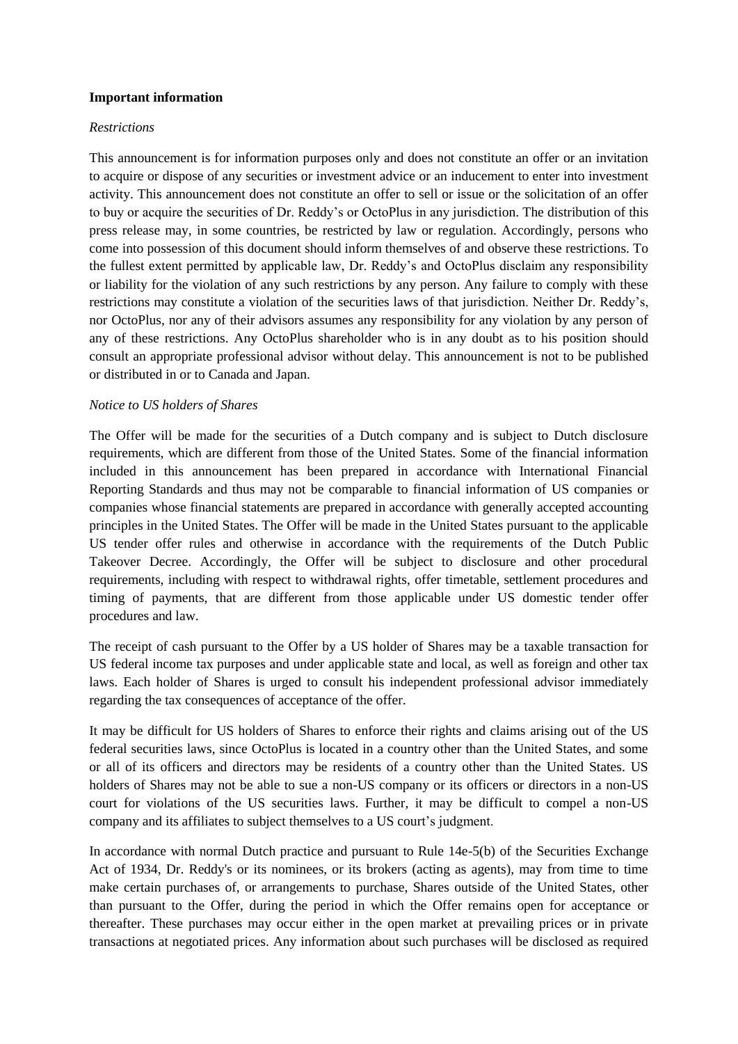**Important information**

*Restrictions*

This announcement is for information purposes only and does not constitute an offer or an invitation to acquire or dispose of any securities or investment advice or an inducement to enter into investment activity. This announcement does not constitute an offer to sell or issue or the solicitation of an offer to buy or acquire the securities of Dr. Reddy's or OctoPlus in any jurisdiction. The distribution of this press release may, in some countries, be restricted by law or regulation. Accordingly, persons who come into possession of this document should inform themselves of and observe these restrictions. To the fullest extent permitted by applicable law, Dr. Reddy's and OctoPlus disclaim any responsibility or liability for the violation of any such restrictions by any person. Any failure to comply with these restrictions may constitute a violation of the securities laws of that jurisdiction. Neither Dr. Reddy's, nor OctoPlus, nor any of their advisors assumes any responsibility for any violation by any person of any of these restrictions. Any OctoPlus shareholder who is in any doubt as to his position should consult an appropriate professional advisor without delay. This announcement is not to be published or distributed in or to Canada and Japan.

*Notice to US holders of Shares*

The Offer will be made for the securities of a Dutch company and is subject to Dutch disclosure requirements, which are different from those of the United States. Some of the financial information included in this announcement has been prepared in accordance with International Financial Reporting Standards and thus may not be comparable to financial information of US companies or companies whose financial statements are prepared in accordance with generally accepted accounting principles in the United States. The Offer will be made in the United States pursuant to the applicable US tender offer rules and otherwise in accordance with the requirements of the Dutch Public Takeover Decree. Accordingly, the Offer will be subject to disclosure and other procedural requirements, including with respect to withdrawal rights, offer timetable, settlement procedures and timing of payments, that are different from those applicable under US domestic tender offer procedures and law.

The receipt of cash pursuant to the Offer by a US holder of Shares may be a taxable transaction for US federal income tax purposes and under applicable state and local, as well as foreign and other tax laws. Each holder of Shares is urged to consult his independent professional advisor immediately regarding the tax consequences of acceptance of the offer.

It may be difficult for US holders of Shares to enforce their rights and claims arising out of the US federal securities laws, since OctoPlus is located in a country other than the United States, and some or all of its officers and directors may be residents of a country other than the United States. US holders of Shares may not be able to sue a non-US company or its officers or directors in a non-US court for violations of the US securities laws. Further, it may be difficult to compel a non-US company and its affiliates to subject themselves to a US court's judgment.

In accordance with normal Dutch practice and pursuant to Rule 14e-5(b) of the Securities Exchange Act of 1934, Dr. Reddy's or its nominees, or its brokers (acting as agents), may from time to time make certain purchases of, or arrangements to purchase, Shares outside of the United States, other than pursuant to the Offer, during the period in which the Offer remains open for acceptance or thereafter. These purchases may occur either in the open market at prevailing prices or in private transactions at negotiated prices. Any information about such purchases will be disclosed as required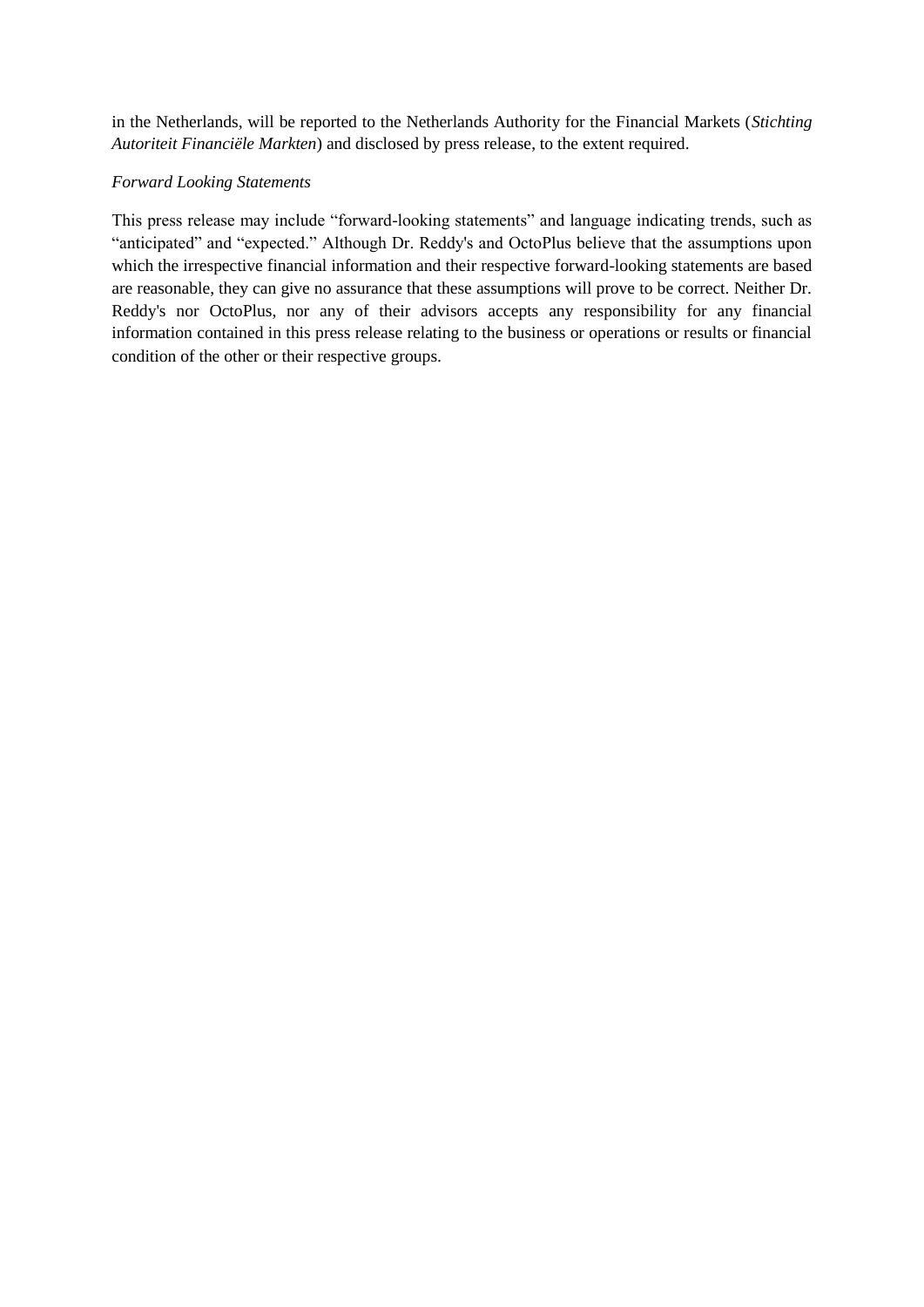in the Netherlands, will be reported to the Netherlands Authority for the Financial Markets (*Stichting Autoriteit Financiële Markten*) and disclosed by press release, to the extent required.

*Forward Looking Statements*

This press release may include "forward-looking statements" and language indicating trends, such as "anticipated" and "expected." Although Dr. Reddy's and OctoPlus believe that the assumptions upon which the irrespective financial information and their respective forward-looking statements are based are reasonable, they can give no assurance that these assumptions will prove to be correct. Neither Dr. Reddy's nor OctoPlus, nor any of their advisors accepts any responsibility for any financial information contained in this press release relating to the business or operations or results or financial condition of the other or their respective groups.